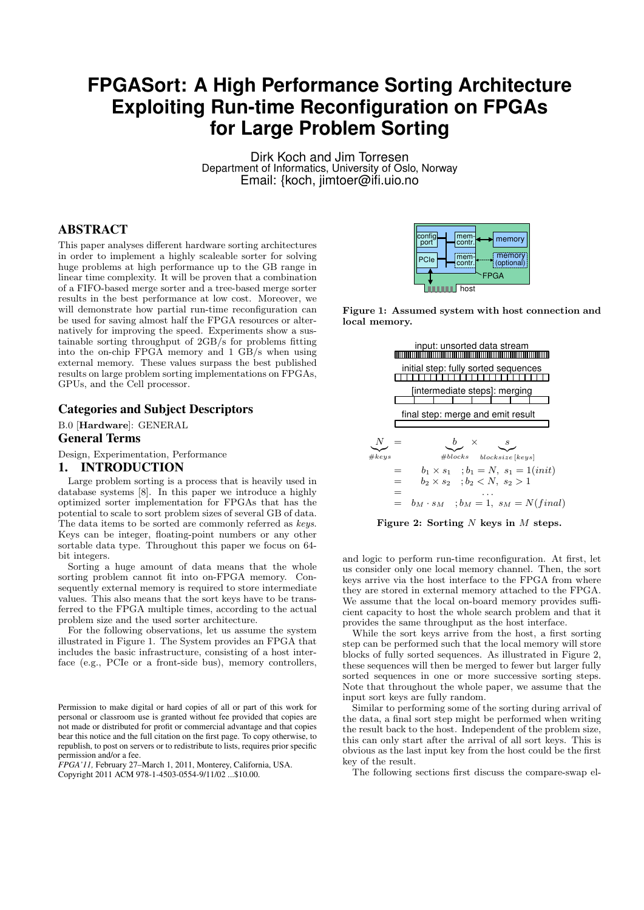# FPGASort: A High Performance Sorting Architecture Exploiting Run-time Reconfiguration on FPGAs for Large Problem Sorting

Dirk Koch and Jim Torresen
Department of Informatics, University of Oslo, Norway
Email: {koch, jimtoer@ifi.uio.no

## ABSTRACT

This paper analyses different hardware sorting architectures in order to implement a highly scaleable sorter for solving huge problems at high performance up to the GB range in linear time complexity. It will be proven that a combination of a FIFO-based merge sorter and a tree-based merge sorter results in the best performance at low cost. Moreover, we will demonstrate how partial run-time reconfiguration can be used for saving almost half the FPGA resources or alternatively for improving the speed. Experiments show a sustainable sorting throughput of 2GB/s for problems fitting into the on-chip FPGA memory and 1 GB/s when using external memory. These values surpass the best published results on large problem sorting implementations on FPGAs, GPUs, and the Cell processor.

## Categories and Subject Descriptors

B.0 [**Hardware**]: GENERAL

## General Terms

Design, Experimentation, Performance

## 1. INTRODUCTION

Large problem sorting is a process that is heavily used in database systems [8]. In this paper we introduce a highly optimized sorter implementation for FPGAs that has the potential to scale to sort problem sizes of several GB of data. The data items to be sorted are commonly referred as *keys*. Keys can be integer, floating-point numbers or any other sortable data type. Throughout this paper we focus on 64-bit integers.

Sorting a huge amount of data means that the whole sorting problem cannot fit into on-FPGA memory. Consequently external memory is required to store intermediate values. This also means that the sort keys have to be transferred to the FPGA multiple times, according to the actual problem size and the used sorter architecture.

For the following observations, let us assume the system illustrated in Figure 1. The System provides an FPGA that includes the basic infrastructure, consisting of a host interface (e.g., PCIe or a front-side bus), memory controllers,

config port
mem-contr.
memory
PCIe
mem-contr.
memory (optional)
FPGA
host

**Figure 1: Assumed system with host connection and local memory.**

input: unsorted data stream
initial step: fully sorted sequences
[intermediate steps]: merging
final step: merge and emit result

$$
\begin{aligned}
\underbrace{N}_{\#keys} &= \underbrace{b}_{\#blocks} \times \underbrace{s}_{blocksize\,[keys]} \\
&= b_1 \times s_1 \quad ; b_1 = N,\ s_1 = 1(init) \\
&= b_2 \times s_2 \quad ; b_2 < N,\ s_2 > 1 \\
&= \ldots \\
&= b_M \cdot s_M \quad ; b_M = 1,\ s_M = N(final)
\end{aligned}
$$

**Figure 2: Sorting $N$ keys in $M$ steps.**

and logic to perform run-time reconfiguration. At first, let us consider only one local memory channel. Then, the sort keys arrive via the host interface to the FPGA from where they are stored in external memory attached to the FPGA. We assume that the local on-board memory provides sufficient capacity to host the whole search problem and that it provides the same throughput as the host interface.

While the sort keys arrive from the host, a first sorting step can be performed such that the local memory will store blocks of fully sorted sequences. As illustrated in Figure 2, these sequences will then be merged to fewer but larger fully sorted sequences in one or more successive sorting steps. Note that throughout the whole paper, we assume that the input sort keys are fully random.

Similar to performing some of the sorting during arrival of the data, a final sort step might be performed when writing the result back to the host. Independent of the problem size, this can only start after the arrival of all sort keys. This is obvious as the last input key from the host could be the first key of the result.

The following sections first discuss the compare-swap el-

Permission to make digital or hard copies of all or part of this work for personal or classroom use is granted without fee provided that copies are not made or distributed for profit or commercial advantage and that copies bear this notice and the full citation on the first page. To copy otherwise, to republish, to post on servers or to redistribute to lists, requires prior specific permission and/or a fee.
*FPGA'11,* February 27–March 1, 2011, Monterey, California, USA.
Copyright 2011 ACM 978-1-4503-0554-9/11/02 ...$10.00.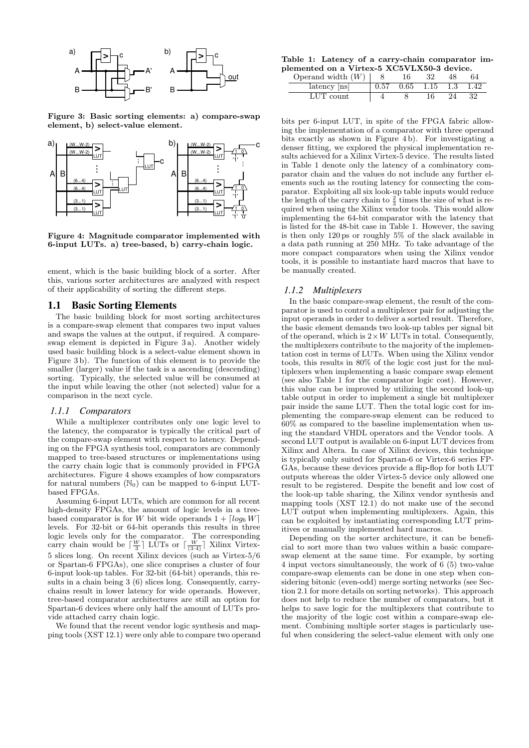a) A B > c A' B'  b) A B > c out

**Figure 3: Basic sorting elements: a) compare-swap element, b) select-value element.**

a) A B (W...W-2) (W...W-2) > LUT (6...4) (6...4) > LUT (3...1) (3...1) > LUT LUT LUT c  b) A B (W...W-2) (W...W-2) > LUT 1 0 '1' (6...4) (6...4) > LUT 1 0 '1' (3...1) (3...1) > LUT 1 0 '1' '0' c

**Figure 4: Magnitude comparator implemented with 6-input LUTs. a) tree-based, b) carry-chain logic.**

ement, which is the basic building block of a sorter. After this, various sorter architectures are analyzed with respect of their applicability of sorting the different steps.

## 1.1 Basic Sorting Elements

The basic building block for most sorting architectures is a compare-swap element that compares two input values and swaps the values at the output, if required. A compare-swap element is depicted in Figure 3 a). Another widely used basic building block is a select-value element shown in Figure 3 b). The function of this element is to provide the smaller (larger) value if the task is a ascending (descending) sorting. Typically, the selected value will be consumed at the input while leaving the other (not selected) value for a comparison in the next cycle.

### *1.1.1 Comparators*

While a multiplexer contributes only one logic level to the latency, the comparator is typically the critical part of the compare-swap element with respect to latency. Depending on the FPGA synthesis tool, comparators are commonly mapped to tree-based structures or implementations using the carry chain logic that is commonly provided in FPGA architectures. Figure 4 shows examples of how comparators for natural numbers ($\mathbb{N}_0$) can be mapped to 6-input LUT-based FPGAs.

Assuming 6-input LUTs, which are common for all recent high-density FPGAs, the amount of logic levels in a tree-based comparator is for $W$ bit wide operands $1 + \lceil log_6 W \rceil$ levels. For 32-bit or 64-bit operands this results in three logic levels only for the comparator. The corresponding carry chain would be $\lceil \frac{W}{3} \rceil$ LUTs or $\lceil \frac{W}{(3 \cdot 4)} \rceil$ Xilinx Virtex-5 slices long. On recent Xilinx devices (such as Virtex-5/6 or Spartan-6 FPGAs), one slice comprises a cluster of four 6-input look-up tables. For 32-bit (64-bit) operands, this results in a chain being 3 (6) slices long. Consequently, carry-chains result in lower latency for wide operands. However, tree-based comparator architectures are still an option for Spartan-6 devices where only half the amount of LUTs provide attached carry chain logic.

We found that the recent vendor logic synthesis and mapping tools (XST 12.1) were only able to compare two operand bits per 6-input LUT, in spite of the FPGA fabric allowing the implementation of a comparator with three operand bits exactly as shown in Figure 4 b). For investigating a denser fitting, we explored the physical implementation results achieved for a Xilinx Virtex-5 device. The results listed in Table 1 denote only the latency of a combinatory comparator chain and the values do not include any further elements such as the routing latency for connecting the comparator. Exploiting all six look-up table inputs would reduce the length of the carry chain to $\frac{2}{3}$ times the size of what is required when using the Xilinx vendor tools. This would allow implementing the 64-bit comparator with the latency that is listed for the 48-bit case in Table 1. However, the saving is then only 120 ps or roughly 5% of the slack available in a data path running at 250 MHz. To take advantage of the more compact comparators when using the Xilinx vendor tools, it is possible to instantiate hard macros that have to be manually created.

**Table 1: Latency of a carry-chain comparator implemented on a Virtex-5 XC5VLX50-3 device.**

| Operand width ($W$) | 8 | 16 | 32 | 48 | 64 |
|---|---|---|---|---|---|
| latency [ns] | 0.57 | 0.65 | 1.15 | 1.3 | 1.42 |
| LUT count | 4 | 8 | 16 | 24 | 32 |

### *1.1.2 Multiplexers*

In the basic compare-swap element, the result of the comparator is used to control a multiplexer pair for adjusting the input operands in order to deliver a sorted result. Therefore, the basic element demands two look-up tables per signal bit of the operand, which is $2 \times W$ LUTs in total. Consequently, the multiplexers contribute to the majority of the implementation cost in terms of LUTs. When using the Xilinx vendor tools, this results in 80% of the logic cost just for the multiplexers when implementing a basic compare swap element (see also Table 1 for the comparator logic cost). However, this value can be improved by utilizing the second look-up table output in order to implement a single bit multiplexer pair inside the same LUT. Then the total logic cost for implementing the compare-swap element can be reduced to 60% as compared to the baseline implementation when using the standard VHDL operators and the Vendor tools. A second LUT output is available on 6-input LUT devices from Xilinx and Altera. In case of Xilinx devices, this technique is typically only suited for Spartan-6 or Virtex-6 series FPGAs, because these devices provide a flip-flop for both LUT outputs whereas the older Virtex-5 device only allowed one result to be registered. Despite the benefit and low cost of the look-up table sharing, the Xilinx vendor synthesis and mapping tools (XST 12.1) do not make use of the second LUT output when implementing multiplexers. Again, this can be exploited by instantiating corresponding LUT primitives or manually implemented hard macros.

Depending on the sorter architecture, it can be beneficial to sort more than two values within a basic compare-swap element at the same time. For example, by sorting 4 input vectors simultaneously, the work of 6 (5) two-value compare-swap elements can be done in one step when considering bitonic (even-odd) merge sorting networks (see Section 2.1 for more details on sorting networks). This approach does not help to reduce the number of comparators, but it helps to save logic for the multiplexers that contribute to the majority of the logic cost within a compare-swap element. Combining multiple sorter stages is particularly useful when considering the select-value element with only one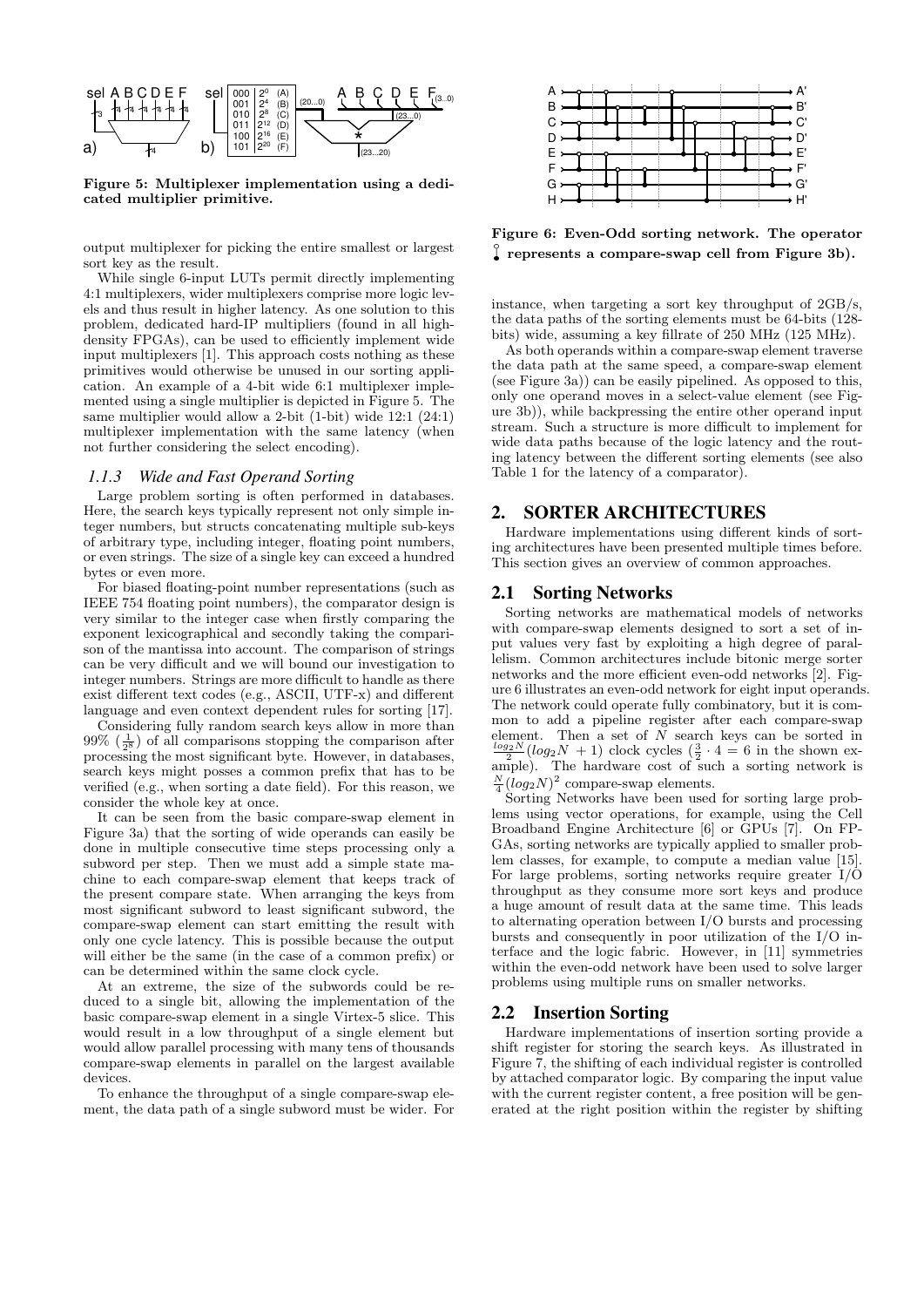sel A B C D E F

a)

sel 000 $2^0$ (A) 001 $2^4$ (B) 010 $2^8$ (C) 011 $2^{12}$ (D) 100 $2^{16}$ (E) 101 $2^{20}$ (F)

(20...0) A B C D E F (3..0) (23...0) (23...20)

b)

**Figure 5: Multiplexer implementation using a dedicated multiplier primitive.**

output multiplexer for picking the entire smallest or largest sort key as the result.

While single 6-input LUTs permit directly implementing 4:1 multiplexers, wider multiplexers comprise more logic levels and thus result in higher latency. As one solution to this problem, dedicated hard-IP multipliers (found in all high-density FPGAs), can be used to efficiently implement wide input multiplexers [1]. This approach costs nothing as these primitives would otherwise be unused in our sorting application. An example of a 4-bit wide 6:1 multiplexer implemented using a single multiplier is depicted in Figure 5. The same multiplier would allow a 2-bit (1-bit) wide 12:1 (24:1) multiplexer implementation with the same latency (when not further considering the select encoding).

### *1.1.3 Wide and Fast Operand Sorting*

Large problem sorting is often performed in databases. Here, the search keys typically represent not only simple integer numbers, but structs concatenating multiple sub-keys of arbitrary type, including integer, floating point numbers, or even strings. The size of a single key can exceed a hundred bytes or even more.

For biased floating-point number representations (such as IEEE 754 floating point numbers), the comparator design is very similar to the integer case when firstly comparing the exponent lexicographical and secondly taking the comparison of the mantissa into account. The comparison of strings can be very difficult and we will bound our investigation to integer numbers. Strings are more difficult to handle as there exist different text codes (e.g., ASCII, UTF-x) and different language and even context dependent rules for sorting [17].

Considering fully random search keys allow in more than 99% ($\frac{1}{2^8}$) of all comparisons stopping the comparison after processing the most significant byte. However, in databases, search keys might posses a common prefix that has to be verified (e.g., when sorting a date field). For this reason, we consider the whole key at once.

It can be seen from the basic compare-swap element in Figure 3a) that the sorting of wide operands can easily be done in multiple consecutive time steps processing only a subword per step. Then we must add a simple state machine to each compare-swap element that keeps track of the present compare state. When arranging the keys from most significant subword to least significant subword, the compare-swap element can start emitting the result with only one cycle latency. This is possible because the output will either be the same (in the case of a common prefix) or can be determined within the same clock cycle.

At an extreme, the size of the subwords could be reduced to a single bit, allowing the implementation of the basic compare-swap element in a single Virtex-5 slice. This would result in a low throughput of a single element but would allow parallel processing with many tens of thousands compare-swap elements in parallel on the largest available devices.

To enhance the throughput of a single compare-swap element, the data path of a single subword must be wider. For instance, when targeting a sort key throughput of 2GB/s, the data paths of the sorting elements must be 64-bits (128-bits) wide, assuming a key fillrate of 250 MHz (125 MHz).

As both operands within a compare-swap element traverse the data path at the same speed, a compare-swap element (see Figure 3a)) can be easily pipelined. As opposed to this, only one operand moves in a select-value element (see Figure 3b)), while backpressing the entire other operand input stream. Such a structure is more difficult to implement for wide data paths because of the logic latency and the routing latency between the different sorting elements (see also Table 1 for the latency of a comparator).

A B C D E F G H

A' B' C' D' E' F' G' H'

**Figure 6: Even-Odd sorting network. The operator represents a compare-swap cell from Figure 3b).**

## 2. SORTER ARCHITECTURES

Hardware implementations using different kinds of sorting architectures have been presented multiple times before. This section gives an overview of common approaches.

### 2.1 Sorting Networks

Sorting networks are mathematical models of networks with compare-swap elements designed to sort a set of input values very fast by exploiting a high degree of parallelism. Common architectures include bitonic merge sorter networks and the more efficient even-odd networks [2]. Figure 6 illustrates an even-odd network for eight input operands. The network could operate fully combinatory, but it is common to add a pipeline register after each compare-swap element. Then a set of $N$ search keys can be sorted in $\frac{log_2 N}{2}(log_2 N + 1)$ clock cycles ($\frac{3}{2} \cdot 4 = 6$ in the shown example). The hardware cost of such a sorting network is $\frac{N}{4}(log_2 N)^2$ compare-swap elements.

Sorting Networks have been used for sorting large problems using vector operations, for example, using the Cell Broadband Engine Architecture [6] or GPUs [7]. On FPGAs, sorting networks are typically applied to smaller problem classes, for example, to compute a median value [15]. For large problems, sorting networks require greater I/O throughput as they consume more sort keys and produce a huge amount of result data at the same time. This leads to alternating operation between I/O bursts and processing bursts and consequently in poor utilization of the I/O interface and the logic fabric. However, in [11] symmetries within the even-odd network have been used to solve larger problems using multiple runs on smaller networks.

### 2.2 Insertion Sorting

Hardware implementations of insertion sorting provide a shift register for storing the search keys. As illustrated in Figure 7, the shifting of each individual register is controlled by attached comparator logic. By comparing the input value with the current register content, a free position will be generated at the right position within the register by shifting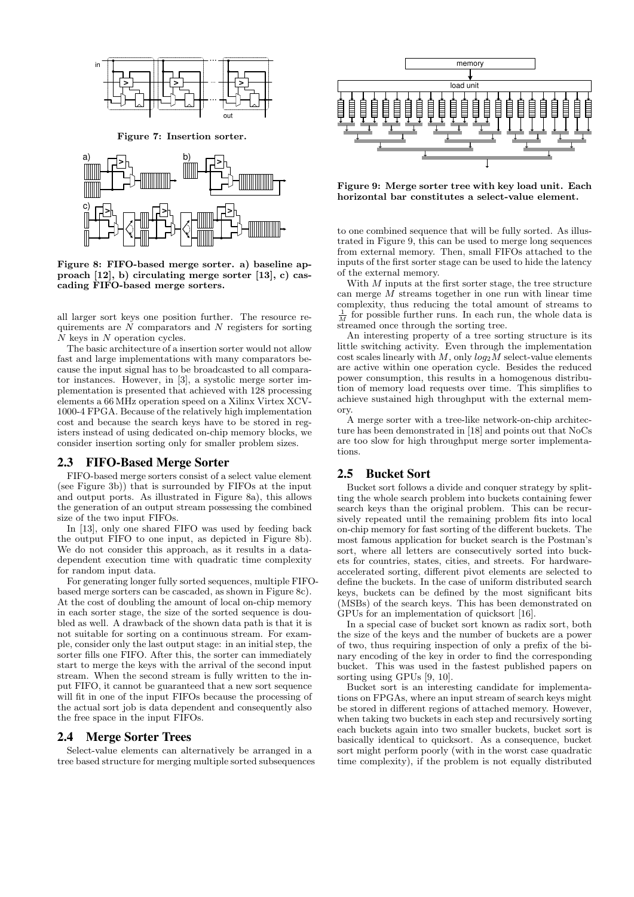in

out

Figure 7: Insertion sorter.

a)

b)

c)

Figure 8: FIFO-based merge sorter. a) baseline approach [12], b) circulating merge sorter [13], c) cascading FIFO-based merge sorters.

all larger sort keys one position further. The resource requirements are $N$ comparators and $N$ registers for sorting $N$ keys in $N$ operation cycles.

The basic architecture of a insertion sorter would not allow fast and large implementations with many comparators because the input signal has to be broadcasted to all comparator instances. However, in [3], a systolic merge sorter implementation is presented that achieved with 128 processing elements a 66 MHz operation speed on a Xilinx Virtex XCV-1000-4 FPGA. Because of the relatively high implementation cost and because the search keys have to be stored in registers instead of using dedicated on-chip memory blocks, we consider insertion sorting only for smaller problem sizes.

## 2.3 FIFO-Based Merge Sorter

FIFO-based merge sorters consist of a select value element (see Figure 3b)) that is surrounded by FIFOs at the input and output ports. As illustrated in Figure 8a), this allows the generation of an output stream possessing the combined size of the two input FIFOs.

In [13], only one shared FIFO was used by feeding back the output FIFO to one input, as depicted in Figure 8b). We do not consider this approach, as it results in a data-dependent execution time with quadratic time complexity for random input data.

For generating longer fully sorted sequences, multiple FIFO-based merge sorters can be cascaded, as shown in Figure 8c). At the cost of doubling the amount of local on-chip memory in each sorter stage, the size of the sorted sequence is doubled as well. A drawback of the shown data path is that it is not suitable for sorting on a continuous stream. For example, consider only the last output stage: in an initial step, the sorter fills one FIFO. After this, the sorter can immediately start to merge the keys with the arrival of the second input stream. When the second stream is fully written to the input FIFO, it cannot be guaranteed that a new sort sequence will fit in one of the input FIFOs because the processing of the actual sort job is data dependent and consequently also the free space in the input FIFOs.

## 2.4 Merge Sorter Trees

Select-value elements can alternatively be arranged in a tree based structure for merging multiple sorted subsequences to one combined sequence that will be fully sorted. As illustrated in Figure 9, this can be used to merge long sequences from external memory. Then, small FIFOs attached to the inputs of the first sorter stage can be used to hide the latency of the external memory.

memory

load unit

Figure 9: Merge sorter tree with key load unit. Each horizontal bar constitutes a select-value element.

With $M$ inputs at the first sorter stage, the tree structure can merge $M$ streams together in one run with linear time complexity, thus reducing the total amount of streams to $\frac{1}{M}$ for possible further runs. In each run, the whole data is streamed once through the sorting tree.

An interesting property of a tree sorting structure is its little switching activity. Even through the implementation cost scales linearly with $M$, only $log_2 M$ select-value elements are active within one operation cycle. Besides the reduced power consumption, this results in a homogenous distribution of memory load requests over time. This simplifies to achieve sustained high throughput with the external memory.

A merge sorter with a tree-like network-on-chip architecture has been demonstrated in [18] and points out that NoCs are too slow for high throughput merge sorter implementations.

## 2.5 Bucket Sort

Bucket sort follows a divide and conquer strategy by splitting the whole search problem into buckets containing fewer search keys than the original problem. This can be recursively repeated until the remaining problem fits into local on-chip memory for fast sorting of the different buckets. The most famous application for bucket search is the Postman's sort, where all letters are consecutively sorted into buckets for countries, states, cities, and streets. For hardware-accelerated sorting, different pivot elements are selected to define the buckets. In the case of uniform distributed search keys, buckets can be defined by the most significant bits (MSBs) of the search keys. This has been demonstrated on GPUs for an implementation of quicksort [16].

In a special case of bucket sort known as radix sort, both the size of the keys and the number of buckets are a power of two, thus requiring inspection of only a prefix of the binary encoding of the key in order to find the corresponding bucket. This was used in the fastest published papers on sorting using GPUs [9, 10].

Bucket sort is an interesting candidate for implementations on FPGAs, where an input stream of search keys might be stored in different regions of attached memory. However, when taking two buckets in each step and recursively sorting each buckets again into two smaller buckets, bucket sort is basically identical to quicksort. As a consequence, bucket sort might perform poorly (with in the worst case quadratic time complexity), if the problem is not equally distributed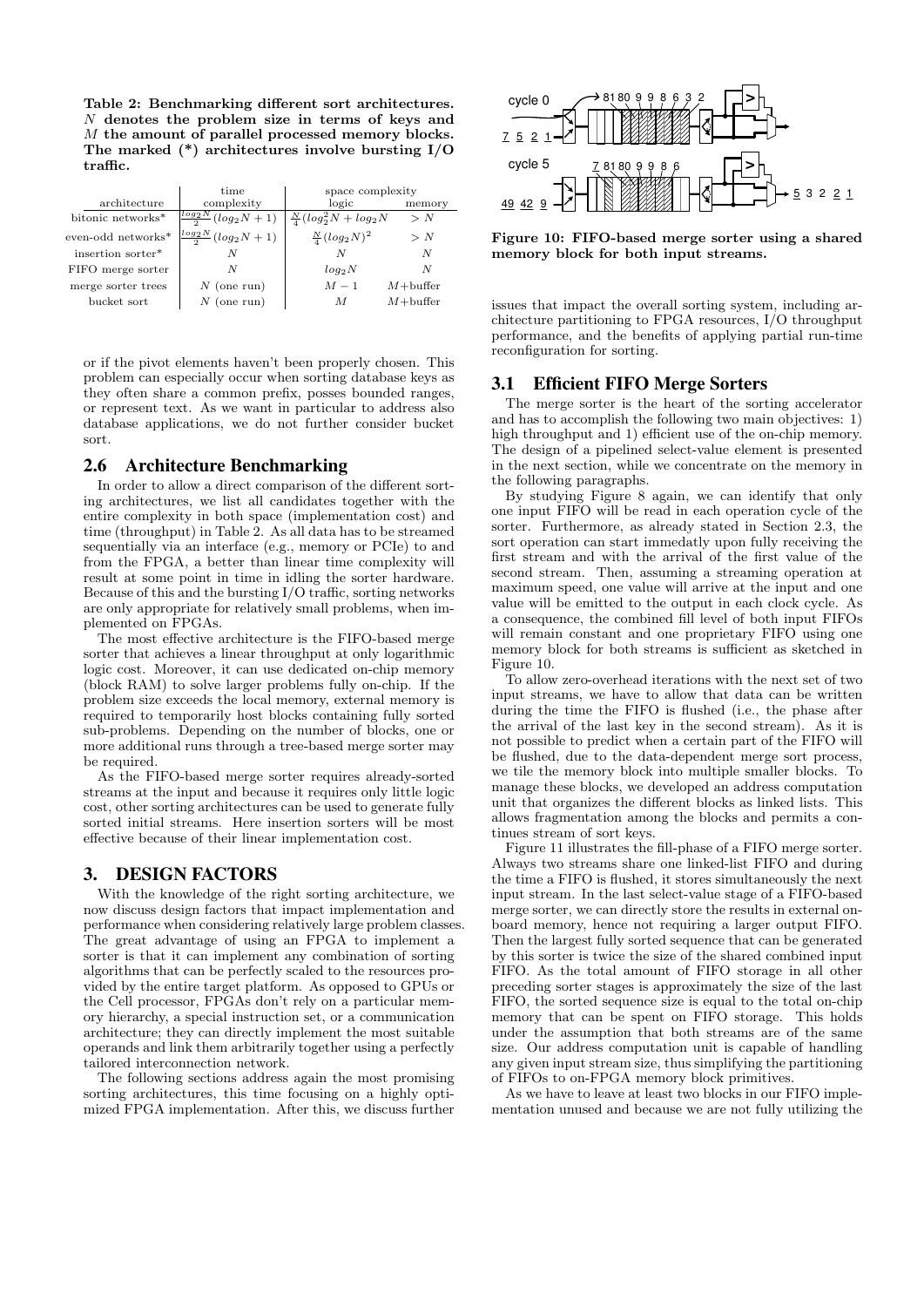**Table 2: Benchmarking different sort architectures. $N$ denotes the problem size in terms of keys and $M$ the amount of parallel processed memory blocks. The marked (*) architectures involve bursting I/O traffic.**

| architecture | time complexity | space complexity logic | memory |
|---|---|---|---|
| bitonic networks* | $\frac{log_2 N}{2}(log_2 N + 1)$ | $\frac{N}{4}(log_2^2 N + log_2 N$ | $> N$ |
| even-odd networks* | $\frac{log_2 N}{2}(log_2 N + 1)$ | $\frac{N}{4}(log_2 N)^2$ | $> N$ |
| insertion sorter* | $N$ | $N$ | $N$ |
| FIFO merge sorter | $N$ | $log_2 N$ | $N$ |
| merge sorter trees | $N$ (one run) | $M - 1$ | $M$+buffer |
| bucket sort | $N$ (one run) | $M$ | $M$+buffer |

or if the pivot elements haven't been properly chosen. This problem can especially occur when sorting database keys as they often share a common prefix, posses bounded ranges, or represent text. As we want in particular to address also database applications, we do not further consider bucket sort.

## 2.6 Architecture Benchmarking

In order to allow a direct comparison of the different sorting architectures, we list all candidates together with the entire complexity in both space (implementation cost) and time (throughput) in Table 2. As all data has to be streamed sequentially via an interface (e.g., memory or PCIe) to and from the FPGA, a better than linear time complexity will result at some point in time in idling the sorter hardware. Because of this and the bursting I/O traffic, sorting networks are only appropriate for relatively small problems, when implemented on FPGAs.

The most effective architecture is the FIFO-based merge sorter that achieves a linear throughput at only logarithmic logic cost. Moreover, it can use dedicated on-chip memory (block RAM) to solve larger problems fully on-chip. If the problem size exceeds the local memory, external memory is required to temporarily host blocks containing fully sorted sub-problems. Depending on the number of blocks, one or more additional runs through a tree-based merge sorter may be required.

As the FIFO-based merge sorter requires already-sorted streams at the input and because it requires only little logic cost, other sorting architectures can be used to generate fully sorted initial streams. Here insertion sorters will be most effective because of their linear implementation cost.

# 3. DESIGN FACTORS

With the knowledge of the right sorting architecture, we now discuss design factors that impact implementation and performance when considering relatively large problem classes. The great advantage of using an FPGA to implement a sorter is that it can implement any combination of sorting algorithms that can be perfectly scaled to the resources provided by the entire target platform. As opposed to GPUs or the Cell processor, FPGAs don't rely on a particular memory hierarchy, a special instruction set, or a communication architecture; they can directly implement the most suitable operands and link them arbitrarily together using a perfectly tailored interconnection network.

The following sections address again the most promising sorting architectures, this time focusing on a highly optimized FPGA implementation. After this, we discuss further

cycle 0
81 80 9 9 8 6 3 2
7 5 2 1
cycle 5
7 81 80 9 9 8 6
49 42 9
5 3 2 2 1

**Figure 10: FIFO-based merge sorter using a shared memory block for both input streams.**

issues that impact the overall sorting system, including architecture partitioning to FPGA resources, I/O throughput performance, and the benefits of applying partial run-time reconfiguration for sorting.

## 3.1 Efficient FIFO Merge Sorters

The merge sorter is the heart of the sorting accelerator and has to accomplish the following two main objectives: 1) high throughput and 1) efficient use of the on-chip memory. The design of a pipelined select-value element is presented in the next section, while we concentrate on the memory in the following paragraphs.

By studying Figure 8 again, we can identify that only one input FIFO will be read in each operation cycle of the sorter. Furthermore, as already stated in Section 2.3, the sort operation can start immedatly upon fully receiving the first stream and with the arrival of the first value of the second stream. Then, assuming a streaming operation at maximum speed, one value will arrive at the input and one value will be emitted to the output in each clock cycle. As a consequence, the combined fill level of both input FIFOs will remain constant and one proprietary FIFO using one memory block for both streams is sufficient as sketched in Figure 10.

To allow zero-overhead iterations with the next set of two input streams, we have to allow that data can be written during the time the FIFO is flushed (i.e., the phase after the arrival of the last key in the second stream). As it is not possible to predict when a certain part of the FIFO will be flushed, due to the data-dependent merge sort process, we tile the memory block into multiple smaller blocks. To manage these blocks, we developed an address computation unit that organizes the different blocks as linked lists. This allows fragmentation among the blocks and permits a continues stream of sort keys.

Figure 11 illustrates the fill-phase of a FIFO merge sorter. Always two streams share one linked-list FIFO and during the time a FIFO is flushed, it stores simultaneously the next input stream. In the last select-value stage of a FIFO-based merge sorter, we can directly store the results in external onboard memory, hence not requiring a larger output FIFO. Then the largest fully sorted sequence that can be generated by this sorter is twice the size of the shared combined input FIFO. As the total amount of FIFO storage in all other preceding sorter stages is approximately the size of the last FIFO, the sorted sequence size is equal to the total on-chip memory that can be spent on FIFO storage. This holds under the assumption that both streams are of the same size. Our address computation unit is capable of handling any given input stream size, thus simplifying the partitioning of FIFOs to on-FPGA memory block primitives.

As we have to leave at least two blocks in our FIFO implementation unused and because we are not fully utilizing the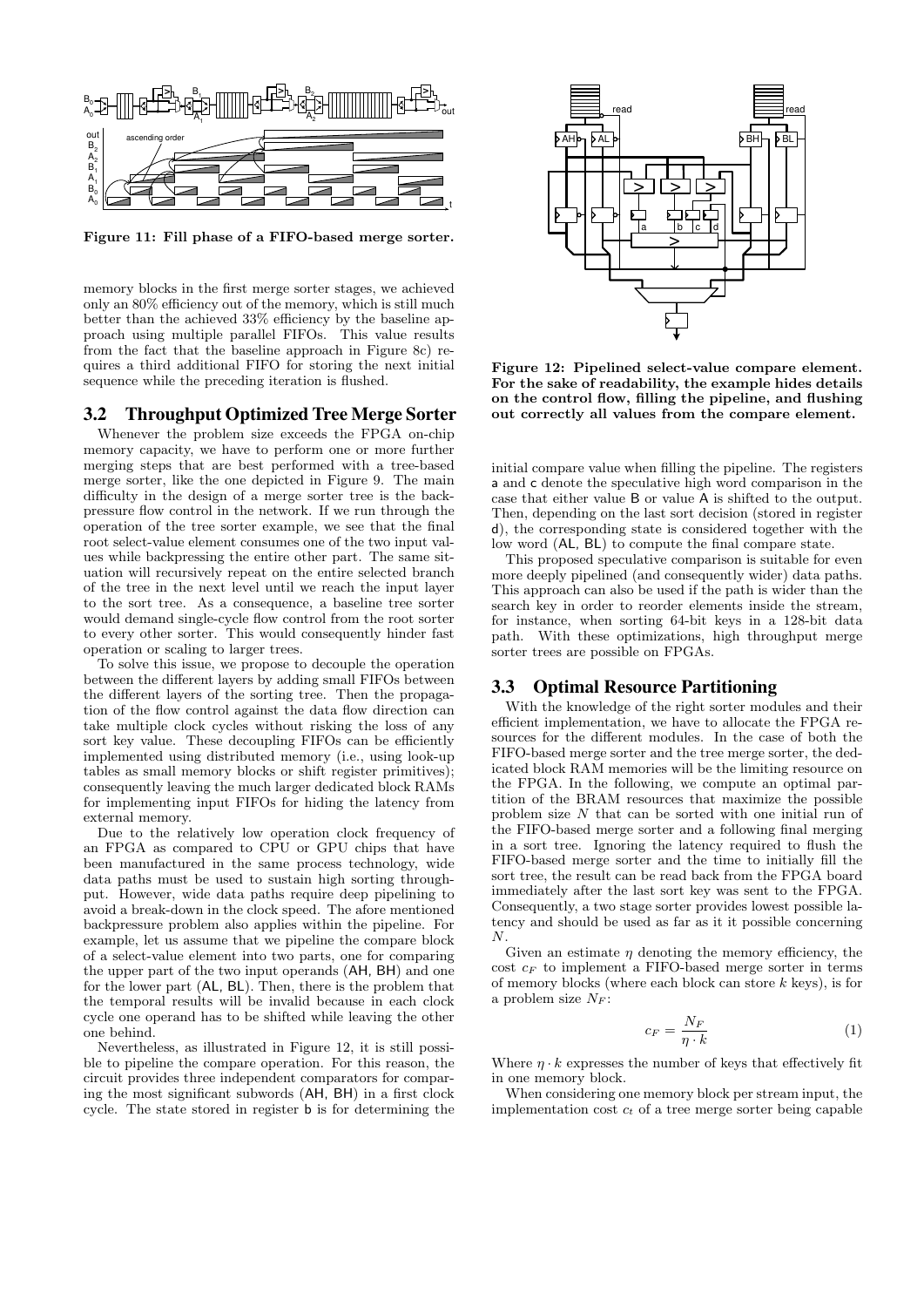B0 A0 B1 A1 B2 A2 out

out B2 A2 B1 A1 B0 A0 ascending order t

**Figure 11: Fill phase of a FIFO-based merge sorter.**

memory blocks in the first merge sorter stages, we achieved only an 80% efficiency out of the memory, which is still much better than the achieved 33% efficiency by the baseline approach using multiple parallel FIFOs. This value results from the fact that the baseline approach in Figure 8c) requires a third additional FIFO for storing the next initial sequence while the preceding iteration is flushed.

## 3.2 Throughput Optimized Tree Merge Sorter

Whenever the problem size exceeds the FPGA on-chip memory capacity, we have to perform one or more further merging steps that are best performed with a tree-based merge sorter, like the one depicted in Figure 9. The main difficulty in the design of a merge sorter tree is the backpressure flow control in the network. If we run through the operation of the tree sorter example, we see that the final root select-value element consumes one of the two input values while backpressing the entire other part. The same situation will recursively repeat on the entire selected branch of the tree in the next level until we reach the input layer to the sort tree. As a consequence, a baseline tree sorter would demand single-cycle flow control from the root sorter to every other sorter. This would consequently hinder fast operation or scaling to larger trees.

To solve this issue, we propose to decouple the operation between the different layers by adding small FIFOs between the different layers of the sorting tree. Then the propagation of the flow control against the data flow direction can take multiple clock cycles without risking the loss of any sort key value. These decoupling FIFOs can be efficiently implemented using distributed memory (i.e., using look-up tables as small memory blocks or shift register primitives); consequently leaving the much larger dedicated block RAMs for implementing input FIFOs for hiding the latency from external memory.

Due to the relatively low operation clock frequency of an FPGA as compared to CPU or GPU chips that have been manufactured in the same process technology, wide data paths must be used to sustain high sorting throughput. However, wide data paths require deep pipelining to avoid a break-down in the clock speed. The afore mentioned backpressure problem also applies within the pipeline. For example, let us assume that we pipeline the compare block of a select-value element into two parts, one for comparing the upper part of the two input operands (AH, BH) and one for the lower part (AL, BL). Then, there is the problem that the temporal results will be invalid because in each clock cycle one operand has to be shifted while leaving the other one behind.

Nevertheless, as illustrated in Figure 12, it is still possible to pipeline the compare operation. For this reason, the circuit provides three independent comparators for comparing the most significant subwords (AH, BH) in a first clock cycle. The state stored in register b is for determining the

read read AH AL BH BL a b c d

**Figure 12: Pipelined select-value compare element. For the sake of readability, the example hides details on the control flow, filling the pipeline, and flushing out correctly all values from the compare element.**

initial compare value when filling the pipeline. The registers a and c denote the speculative high word comparison in the case that either value B or value A is shifted to the output. Then, depending on the last sort decision (stored in register d), the corresponding state is considered together with the low word (AL, BL) to compute the final compare state.

This proposed speculative comparison is suitable for even more deeply pipelined (and consequently wider) data paths. This approach can also be used if the path is wider than the search key in order to reorder elements inside the stream, for instance, when sorting 64-bit keys in a 128-bit data path. With these optimizations, high throughput merge sorter trees are possible on FPGAs.

## 3.3 Optimal Resource Partitioning

With the knowledge of the right sorter modules and their efficient implementation, we have to allocate the FPGA resources for the different modules. In the case of both the FIFO-based merge sorter and the tree merge sorter, the dedicated block RAM memories will be the limiting resource on the FPGA. In the following, we compute an optimal partition of the BRAM resources that maximize the possible problem size $N$ that can be sorted with one initial run of the FIFO-based merge sorter and a following final merging in a sort tree. Ignoring the latency required to flush the FIFO-based merge sorter and the time to initially fill the sort tree, the result can be read back from the FPGA board immediately after the last sort key was sent to the FPGA. Consequently, a two stage sorter provides lowest possible latency and should be used as far as it it possible concerning $N$.

Given an estimate $\eta$ denoting the memory efficiency, the cost $c_F$ to implement a FIFO-based merge sorter in terms of memory blocks (where each block can store $k$ keys), is for a problem size $N_F$:

$$c_F = \frac{N_F}{\eta \cdot k} \tag{1}$$

Where $\eta \cdot k$ expresses the number of keys that effectively fit in one memory block.

When considering one memory block per stream input, the implementation cost $c_t$ of a tree merge sorter being capable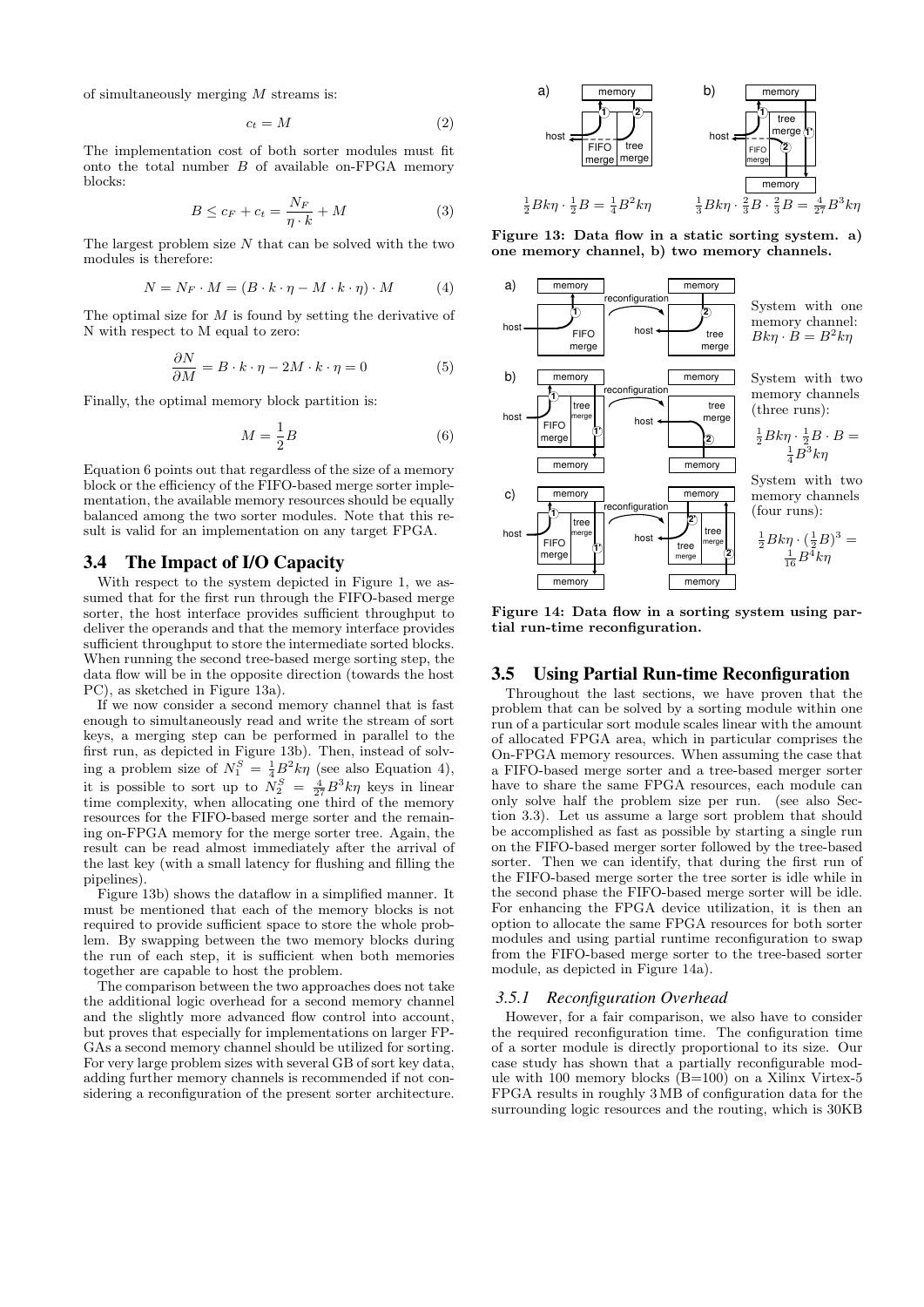of simultaneously merging $M$ streams is:

$$c_t = M \tag{2}$$

The implementation cost of both sorter modules must fit onto the total number $B$ of available on-FPGA memory blocks:

$$B \leq c_F + c_t = \frac{N_F}{\eta \cdot k} + M \tag{3}$$

The largest problem size $N$ that can be solved with the two modules is therefore:

$$N = N_F \cdot M = (B \cdot k \cdot \eta - M \cdot k \cdot \eta) \cdot M \tag{4}$$

The optimal size for $M$ is found by setting the derivative of N with respect to M equal to zero:

$$\frac{\partial N}{\partial M} = B \cdot k \cdot \eta - 2M \cdot k \cdot \eta = 0 \tag{5}$$

Finally, the optimal memory block partition is:

$$M = \frac{1}{2}B \tag{6}$$

Equation 6 points out that regardless of the size of a memory block or the efficiency of the FIFO-based merge sorter implementation, the available memory resources should be equally balanced among the two sorter modules. Note that this result is valid for an implementation on any target FPGA.

## 3.4 The Impact of I/O Capacity

With respect to the system depicted in Figure 1, we assumed that for the first run through the FIFO-based merge sorter, the host interface provides sufficient throughput to deliver the operands and that the memory interface provides sufficient throughput to store the intermediate sorted blocks. When running the second tree-based merge sorting step, the data flow will be in the opposite direction (towards the host PC), as sketched in Figure 13a).

If we now consider a second memory channel that is fast enough to simultaneously read and write the stream of sort keys, a merging step can be performed in parallel to the first run, as depicted in Figure 13b). Then, instead of solving a problem size of $N_1^S = \frac{1}{4}B^2k\eta$ (see also Equation 4), it is possible to sort up to $N_2^S = \frac{4}{27}B^3k\eta$ keys in linear time complexity, when allocating one third of the memory resources for the FIFO-based merge sorter and the remaining on-FPGA memory for the merge sorter tree. Again, the result can be read almost immediately after the arrival of the last key (with a small latency for flushing and filling the pipelines).

Figure 13b) shows the dataflow in a simplified manner. It must be mentioned that each of the memory blocks is not required to provide sufficient space to store the whole problem. By swapping between the two memory blocks during the run of each step, it is sufficient when both memories together are capable to host the problem.

The comparison between the two approaches does not take the additional logic overhead for a second memory channel and the slightly more advanced flow control into account, but proves that especially for implementations on larger FPGAs a second memory channel should be utilized for sorting. For very large problem sizes with several GB of sort key data, adding further memory channels is recommended if not considering a reconfiguration of the present sorter architecture.

a) memory, host, FIFO merge, tree merge, 1, 2

b) memory, host, tree merge, FIFO merge, memory, 1, 1', 2

$\frac{1}{2}Bk\eta \cdot \frac{1}{2}B = \frac{1}{4}B^2k\eta$

$\frac{1}{3}Bk\eta \cdot \frac{2}{3}B \cdot \frac{2}{3}B = \frac{4}{27}B^3k\eta$

**Figure 13: Data flow in a static sorting system. a) one memory channel, b) two memory channels.**

a) memory, host, FIFO merge, reconfiguration, memory, host, tree merge, 1, 2

System with one memory channel: $Bk\eta \cdot B = B^2k\eta$

b) memory, host, tree merge, FIFO merge, memory, reconfiguration, memory, host, tree merge, memory, 1, 1', 2

System with two memory channels (three runs):

$\frac{1}{2}Bk\eta \cdot \frac{1}{2}B \cdot B = \frac{1}{4}B^3k\eta$

c) memory, host, tree merge, FIFO merge, memory, reconfiguration, memory, host, tree merge, tree merge, memory, 1, 1', 2', 2

System with two memory channels (four runs):

$\frac{1}{2}Bk\eta \cdot (\frac{1}{2}B)^3 = \frac{1}{16}B^4k\eta$

**Figure 14: Data flow in a sorting system using partial run-time reconfiguration.**

## 3.5 Using Partial Run-time Reconfiguration

Throughout the last sections, we have proven that the problem that can be solved by a sorting module within one run of a particular sort module scales linear with the amount of allocated FPGA area, which in particular comprises the On-FPGA memory resources. When assuming the case that a FIFO-based merge sorter and a tree-based merger sorter have to share the same FPGA resources, each module can only solve half the problem size per run. (see also Section 3.3). Let us assume a large sort problem that should be accomplished as fast as possible by starting a single run on the FIFO-based merger sorter followed by the tree-based sorter. Then we can identify, that during the first run of the FIFO-based merge sorter the tree sorter is idle while in the second phase the FIFO-based merge sorter will be idle. For enhancing the FPGA device utilization, it is then an option to allocate the same FPGA resources for both sorter modules and using partial runtime reconfiguration to swap from the FIFO-based merge sorter to the tree-based sorter module, as depicted in Figure 14a).

### 3.5.1 *Reconfiguration Overhead*

However, for a fair comparison, we also have to consider the required reconfiguration time. The configuration time of a sorter module is directly proportional to its size. Our case study has shown that a partially reconfigurable module with 100 memory blocks (B=100) on a Xilinx Virtex-5 FPGA results in roughly 3 MB of configuration data for the surrounding logic resources and the routing, which is 30KB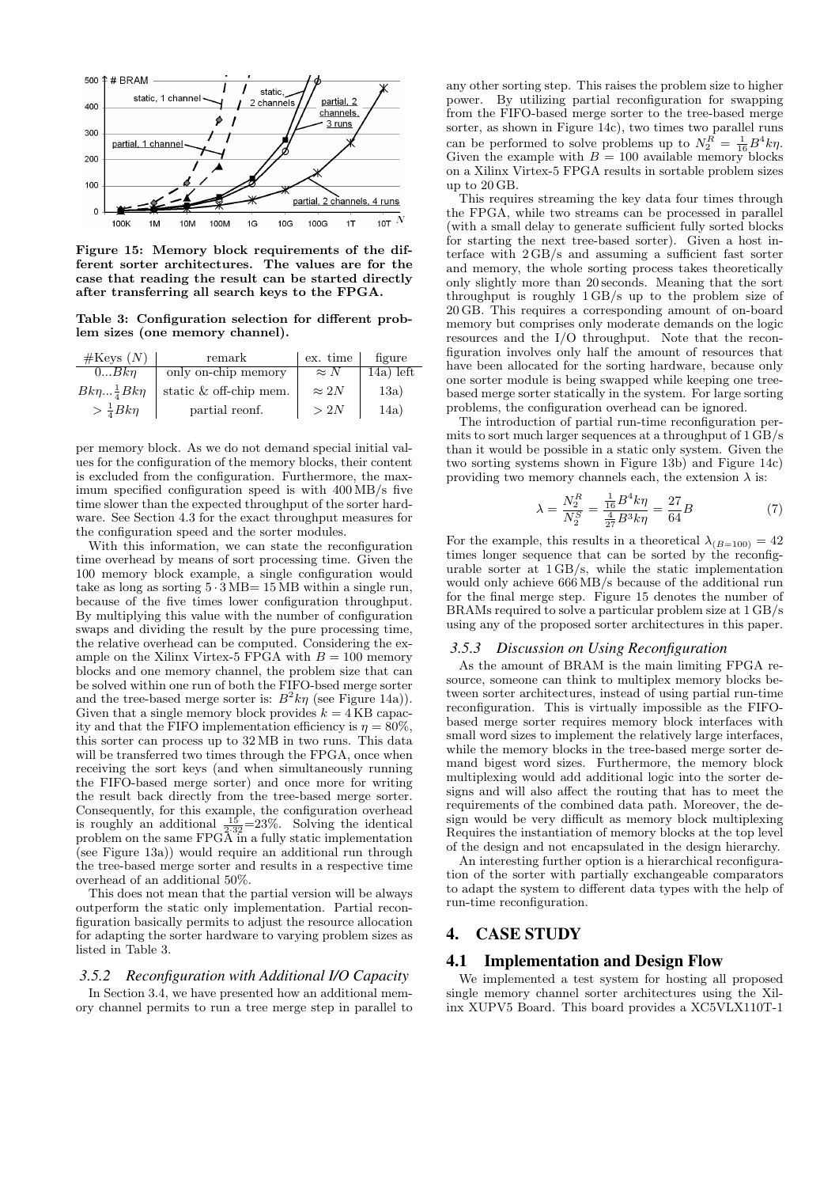500 # BRAM
400
300
200
100
0
100K 1M 10M 100M 1G 10G 100G 1T 10T N
static, 1 channel
static, 2 channels
partial, 2 channels, 3 runs
partial, 1 channel
partial, 2 channels, 4 runs

**Figure 15: Memory block requirements of the different sorter architectures. The values are for the case that reading the result can be started directly after transferring all search keys to the FPGA.**

**Table 3: Configuration selection for different problem sizes (one memory channel).**

| #Keys ($N$) | remark | ex. time | figure |
|---|---|---|---|
| $0...Bk\eta$ | only on-chip memory | $\approx N$ | 14a) left |
| $Bk\eta...\frac{1}{4}Bk\eta$ | static & off-chip mem. | $\approx 2N$ | 13a) |
| $> \frac{1}{4}Bk\eta$ | partial reonf. | $> 2N$ | 14a) |

per memory block. As we do not demand special initial values for the configuration of the memory blocks, their content is excluded from the configuration. Furthermore, the maximum specified configuration speed is with 400 MB/s five time slower than the expected throughput of the sorter hardware. See Section 4.3 for the exact throughput measures for the configuration speed and the sorter modules.

With this information, we can state the reconfiguration time overhead by means of sort processing time. Given the 100 memory block example, a single configuration would take as long as sorting $5 \cdot 3$ MB= 15 MB within a single run, because of the five times lower configuration throughput. By multiplying this value with the number of configuration swaps and dividing the result by the pure processing time, the relative overhead can be computed. Considering the example on the Xilinx Virtex-5 FPGA with $B = 100$ memory blocks and one memory channel, the problem size that can be solved within one run of both the FIFO-bsed merge sorter and the tree-based merge sorter is: $B^2k\eta$ (see Figure 14a)). Given that a single memory block provides $k = 4$ KB capacity and that the FIFO implementation efficiency is $\eta = 80\%$, this sorter can process up to 32 MB in two runs. This data will be transferred two times through the FPGA, once when receiving the sort keys (and when simultaneously running the FIFO-based merge sorter) and once more for writing the result back directly from the tree-based merge sorter. Consequently, for this example, the configuration overhead is roughly an additional $\frac{15}{2 \cdot 32}$=23%. Solving the identical problem on the same FPGA in a fully static implementation (see Figure 13a)) would require an additional run through the tree-based merge sorter and results in a respective time overhead of an additional 50%.

This does not mean that the partial version will be always outperform the static only implementation. Partial reconfiguration basically permits to adjust the resource allocation for adapting the sorter hardware to varying problem sizes as listed in Table 3.

### 3.5.2 Reconfiguration with Additional I/O Capacity

In Section 3.4, we have presented how an additional memory channel permits to run a tree merge step in parallel to any other sorting step. This raises the problem size to higher power. By utilizing partial reconfiguration for swapping from the FIFO-based merge sorter to the tree-based merge sorter, as shown in Figure 14c), two times two parallel runs can be performed to solve problems up to $N_2^R = \frac{1}{16}B^4k\eta$. Given the example with $B = 100$ available memory blocks on a Xilinx Virtex-5 FPGA results in sortable problem sizes up to 20 GB.

This requires streaming the key data four times through the FPGA, while two streams can be processed in parallel (with a small delay to generate sufficient fully sorted blocks for starting the next tree-based sorter). Given a host interface with 2 GB/s and assuming a sufficient fast sorter and memory, the whole sorting process takes theoretically only slightly more than 20 seconds. Meaning that the sort throughput is roughly 1 GB/s up to the problem size of 20 GB. This requires a corresponding amount of on-board memory but comprises only moderate demands on the logic resources and the I/O throughput. Note that the reconfiguration involves only half the amount of resources that have been allocated for the sorting hardware, because only one sorter module is being swapped while keeping one tree-based merge sorter statically in the system. For large sorting problems, the configuration overhead can be ignored.

The introduction of partial run-time reconfiguration permits to sort much larger sequences at a throughput of 1 GB/s than it would be possible in a static only system. Given the two sorting systems shown in Figure 13b) and Figure 14c) providing two memory channels each, the extension $\lambda$ is:

$$\lambda = \frac{N_2^R}{N_2^S} = \frac{\frac{1}{16}B^4k\eta}{\frac{4}{27}B^3k\eta} = \frac{27}{64}B \tag{7}$$

For the example, this results in a theoretical $\lambda_{(B=100)} = 42$ times longer sequence that can be sorted by the reconfigurable sorter at 1 GB/s, while the static implementation would only achieve 666 MB/s because of the additional run for the final merge step. Figure 15 denotes the number of BRAMs required to solve a particular problem size at 1 GB/s using any of the proposed sorter architectures in this paper.

### 3.5.3 Discussion on Using Reconfiguration

As the amount of BRAM is the main limiting FPGA resource, someone can think to multiplex memory blocks between sorter architectures, instead of using partial run-time reconfiguration. This is virtually impossible as the FIFO-based merge sorter requires memory block interfaces with small word sizes to implement the relatively large interfaces, while the memory blocks in the tree-based merge sorter demand bigest word sizes. Furthermore, the memory block multiplexing would add additional logic into the sorter designs and will also affect the routing that has to meet the requirements of the combined data path. Moreover, the design would be very difficult as memory block multiplexing Requires the instantiation of memory blocks at the top level of the design and not encapsulated in the design hierarchy.

An interesting further option is a hierarchical reconfiguration of the sorter with partially exchangeable comparators to adapt the system to different data types with the help of run-time reconfiguration.

## 4. CASE STUDY

### 4.1 Implementation and Design Flow

We implemented a test system for hosting all proposed single memory channel sorter architectures using the Xilinx XUPV5 Board. This board provides a XC5VLX110T-1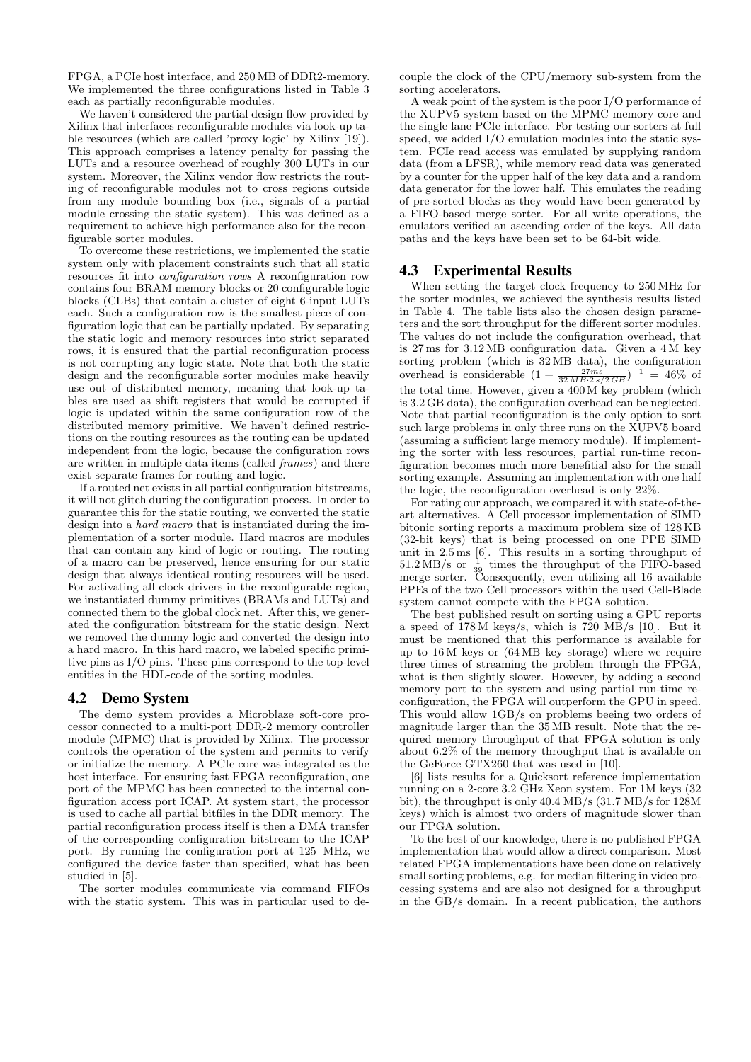FPGA, a PCIe host interface, and 250 MB of DDR2-memory. We implemented the three configurations listed in Table 3 each as partially reconfigurable modules.

We haven't considered the partial design flow provided by Xilinx that interfaces reconfigurable modules via look-up table resources (which are called 'proxy logic' by Xilinx [19]). This approach comprises a latency penalty for passing the LUTs and a resource overhead of roughly 300 LUTs in our system. Moreover, the Xilinx vendor flow restricts the routing of reconfigurable modules not to cross regions outside from any module bounding box (i.e., signals of a partial module crossing the static system). This was defined as a requirement to achieve high performance also for the reconfigurable sorter modules.

To overcome these restrictions, we implemented the static system only with placement constraints such that all static resources fit into *configuration rows* A reconfiguration row contains four BRAM memory blocks or 20 configurable logic blocks (CLBs) that contain a cluster of eight 6-input LUTs each. Such a configuration row is the smallest piece of configuration logic that can be partially updated. By separating the static logic and memory resources into strict separated rows, it is ensured that the partial reconfiguration process is not corrupting any logic state. Note that both the static design and the reconfigurable sorter modules make heavily use out of distributed memory, meaning that look-up tables are used as shift registers that would be corrupted if logic is updated within the same configuration row of the distributed memory primitive. We haven't defined restrictions on the routing resources as the routing can be updated independent from the logic, because the configuration rows are written in multiple data items (called *frames*) and there exist separate frames for routing and logic.

If a routed net exists in all partial configuration bitstreams, it will not glitch during the configuration process. In order to guarantee this for the static routing, we converted the static design into a *hard macro* that is instantiated during the implementation of a sorter module. Hard macros are modules that can contain any kind of logic or routing. The routing of a macro can be preserved, hence ensuring for our static design that always identical routing resources will be used. For activating all clock drivers in the reconfigurable region, we instantiated dummy primitives (BRAMs and LUTs) and connected them to the global clock net. After this, we generated the configuration bitstream for the static design. Next we removed the dummy logic and converted the design into a hard macro. In this hard macro, we labeled specific primitive pins as I/O pins. These pins correspond to the top-level entities in the HDL-code of the sorting modules.

## 4.2 Demo System

The demo system provides a Microblaze soft-core processor connected to a multi-port DDR-2 memory controller module (MPMC) that is provided by Xilinx. The processor controls the operation of the system and permits to verify or initialize the memory. A PCIe core was integrated as the host interface. For ensuring fast FPGA reconfiguration, one port of the MPMC has been connected to the internal configuration access port ICAP. At system start, the processor is used to cache all partial bitfiles in the DDR memory. The partial reconfiguration process itself is then a DMA transfer of the corresponding configuration bitstream to the ICAP port. By running the configuration port at 125 MHz, we configured the device faster than specified, what has been studied in [5].

The sorter modules communicate via command FIFOs with the static system. This was in particular used to decouple the clock of the CPU/memory sub-system from the sorting accelerators.

A weak point of the system is the poor I/O performance of the XUPV5 system based on the MPMC memory core and the single lane PCIe interface. For testing our sorters at full speed, we added I/O emulation modules into the static system. PCIe read access was emulated by supplying random data (from a LFSR), while memory read data was generated by a counter for the upper half of the key data and a random data generator for the lower half. This emulates the reading of pre-sorted blocks as they would have been generated by a FIFO-based merge sorter. For all write operations, the emulators verified an ascending order of the keys. All data paths and the keys have been set to be 64-bit wide.

## 4.3 Experimental Results

When setting the target clock frequency to 250 MHz for the sorter modules, we achieved the synthesis results listed in Table 4. The table lists also the chosen design parameters and the sort throughput for the different sorter modules. The values do not include the configuration overhead, that is 27 ms for 3.12 MB configuration data. Given a 4 M key sorting problem (which is 32 MB data), the configuration overhead is considerable $(1 + \frac{27ms}{32\,MB \cdot 2\,s/2\,GB})^{-1} = 46\%$ of the total time. However, given a 400 M key problem (which is 3.2 GB data), the configuration overhead can be neglected. Note that partial reconfiguration is the only option to sort such large problems in only three runs on the XUPV5 board (assuming a sufficient large memory module). If implementing the sorter with less resources, partial run-time reconfiguration becomes much more benefitial also for the small sorting example. Assuming an implementation with one half the logic, the reconfiguration overhead is only 22%.

For rating our approach, we compared it with state-of-the-art alternatives. A Cell processor implementation of SIMD bitonic sorting reports a maximum problem size of 128 KB (32-bit keys) that is being processed on one PPE SIMD unit in 2.5 ms [6]. This results in a sorting throughput of 51.2 MB/s or $\frac{1}{39}$ times the throughput of the FIFO-based merge sorter. Consequently, even utilizing all 16 available PPEs of the two Cell processors within the used Cell-Blade system cannot compete with the FPGA solution.

The best published result on sorting using a GPU reports a speed of 178 M keys/s, which is 720 MB/s [10]. But it must be mentioned that this performance is available for up to 16 M keys or (64 MB key storage) where we require three times of streaming the problem through the FPGA, what is then slightly slower. However, by adding a second memory port to the system and using partial run-time reconfiguration, the FPGA will outperform the GPU in speed. This would allow 1GB/s on problems beeing two orders of magnitude larger than the 35 MB result. Note that the required memory throughput of that FPGA solution is only about 6.2% of the memory throughput that is available on the GeForce GTX260 that was used in [10].

[6] lists results for a Quicksort reference implementation running on a 2-core 3.2 GHz Xeon system. For 1M keys (32 bit), the throughput is only 40.4 MB/s (31.7 MB/s for 128M keys) which is almost two orders of magnitude slower than our FPGA solution.

To the best of our knowledge, there is no published FPGA implementation that would allow a direct comparison. Most related FPGA implementations have been done on relatively small sorting problems, e.g. for median filtering in video processing systems and are also not designed for a throughput in the GB/s domain. In a recent publication, the authors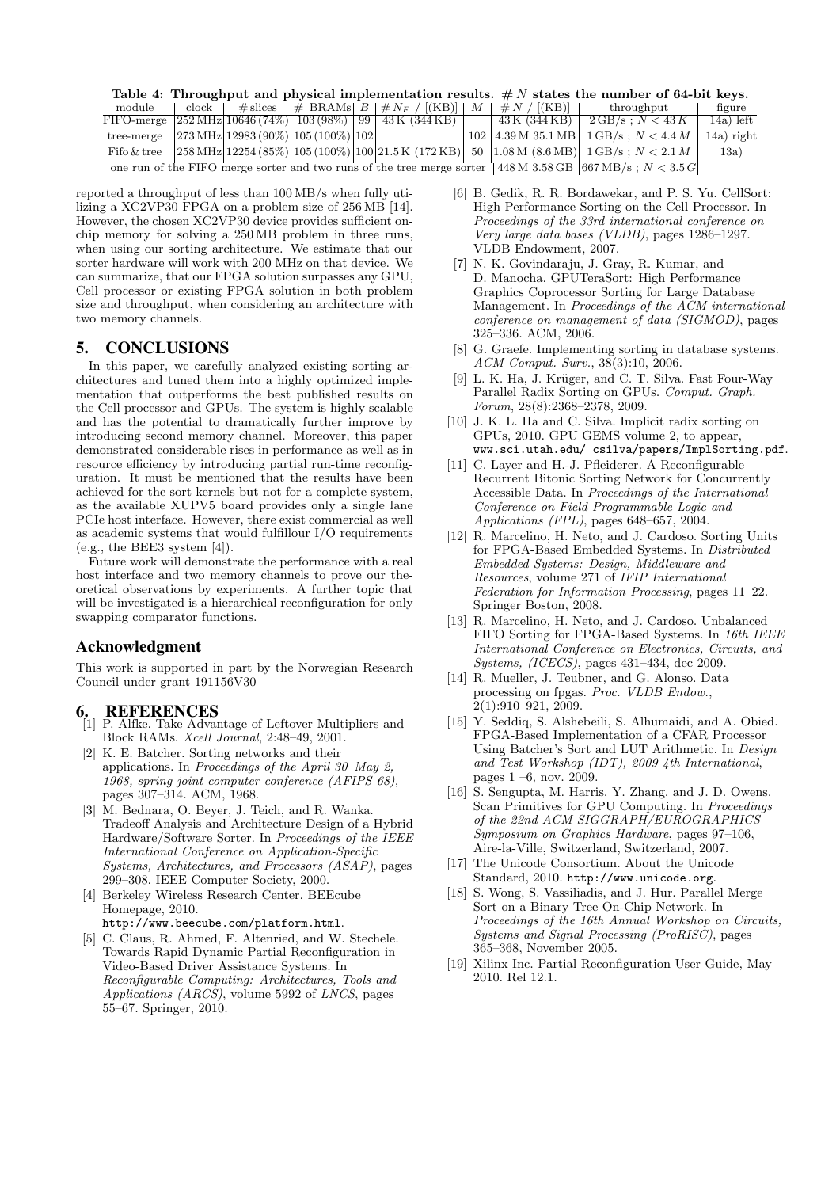Table 4: Throughput and physical implementation results. $\# N$ states the number of 64-bit keys.

| module | clock | # slices | # BRAMs | $B$ | $\# N_F$ / [(KB)] | $M$ | $\# N$ / [(KB)] | throughput | figure |
|---|---|---|---|---|---|---|---|---|---|
| FIFO-merge | 252 MHz | 10646 (74%) | 103 (98%) | 99 | 43 K (344 KB) | | 43 K (344 KB) | 2 GB/s ; $N < 43\,K$ | 14a) left |
| tree-merge | 273 MHz | 12983 (90%) | 105 (100%) | 102 | | 102 | 4.39 M 35.1 MB | 1 GB/s ; $N < 4.4\,M$ | 14a) right |
| Fifo & tree | 258 MHz | 12254 (85%) | 105 (100%) | 100 | 21.5 K (172 KB) | 50 | 1.08 M (8.6 MB) | 1 GB/s ; $N < 2.1\,M$ | 13a) |
| one run of the FIFO merge sorter and two runs of the tree merge sorter | | | | | | 448 | M 3.58 GB | 667 MB/s ; $N < 3.5\,G$ | |

reported a throughput of less than 100 MB/s when fully utilizing a XC2VP30 FPGA on a problem size of 256 MB [14]. However, the chosen XC2VP30 device provides sufficient onchip memory for solving a 250 MB problem in three runs, when using our sorting architecture. We estimate that our sorter hardware will work with 200 MHz on that device. We can summarize, that our FPGA solution surpasses any GPU, Cell processor or existing FPGA solution in both problem size and throughput, when considering an architecture with two memory channels.

## 5. CONCLUSIONS

In this paper, we carefully analyzed existing sorting architectures and tuned them into a highly optimized implementation that outperforms the best published results on the Cell processor and GPUs. The system is highly scalable and has the potential to dramatically further improve by introducing second memory channel. Moreover, this paper demonstrated considerable rises in performance as well as in resource efficiency by introducing partial run-time reconfiguration. It must be mentioned that the results have been achieved for the sort kernels but not for a complete system, as the available XUPV5 board provides only a single lane PCIe host interface. However, there exist commercial as well as academic systems that would fulfillour I/O requirements (e.g., the BEE3 system [4]).

Future work will demonstrate the performance with a real host interface and two memory channels to prove our theoretical observations by experiments. A further topic that will be investigated is a hierarchical reconfiguration for only swapping comparator functions.

## Acknowledgment

This work is supported in part by the Norwegian Research Council under grant 191156V30

## 6. REFERENCES

[1] P. Alfke. Take Advantage of Leftover Multipliers and Block RAMs. *Xcell Journal*, 2:48–49, 2001.

[2] K. E. Batcher. Sorting networks and their applications. In *Proceedings of the April 30–May 2, 1968, spring joint computer conference (AFIPS 68)*, pages 307–314. ACM, 1968.

[3] M. Bednara, O. Beyer, J. Teich, and R. Wanka. Tradeoff Analysis and Architecture Design of a Hybrid Hardware/Software Sorter. In *Proceedings of the IEEE International Conference on Application-Specific Systems, Architectures, and Processors (ASAP)*, pages 299–308. IEEE Computer Society, 2000.

[4] Berkeley Wireless Research Center. BEEcube Homepage, 2010. http://www.beecube.com/platform.html.

[5] C. Claus, R. Ahmed, F. Altenried, and W. Stechele. Towards Rapid Dynamic Partial Reconfiguration in Video-Based Driver Assistance Systems. In *Reconfigurable Computing: Architectures, Tools and Applications (ARCS)*, volume 5992 of *LNCS*, pages 55–67. Springer, 2010.

[6] B. Gedik, R. R. Bordawekar, and P. S. Yu. CellSort: High Performance Sorting on the Cell Processor. In *Proceedings of the 33rd international conference on Very large data bases (VLDB)*, pages 1286–1297. VLDB Endowment, 2007.

[7] N. K. Govindaraju, J. Gray, R. Kumar, and D. Manocha. GPUTeraSort: High Performance Graphics Coprocessor Sorting for Large Database Management. In *Proceedings of the ACM international conference on management of data (SIGMOD)*, pages 325–336. ACM, 2006.

[8] G. Graefe. Implementing sorting in database systems. *ACM Comput. Surv.*, 38(3):10, 2006.

[9] L. K. Ha, J. Krüger, and C. T. Silva. Fast Four-Way Parallel Radix Sorting on GPUs. *Comput. Graph. Forum*, 28(8):2368–2378, 2009.

[10] J. K. L. Ha and C. Silva. Implicit radix sorting on GPUs, 2010. GPU GEMS volume 2, to appear, www.sci.utah.edu/ csilva/papers/ImplSorting.pdf.

[11] C. Layer and H.-J. Pfleiderer. A Reconfigurable Recurrent Bitonic Sorting Network for Concurrently Accessible Data. In *Proceedings of the International Conference on Field Programmable Logic and Applications (FPL)*, pages 648–657, 2004.

[12] R. Marcelino, H. Neto, and J. Cardoso. Sorting Units for FPGA-Based Embedded Systems. In *Distributed Embedded Systems: Design, Middleware and Resources*, volume 271 of *IFIP International Federation for Information Processing*, pages 11–22. Springer Boston, 2008.

[13] R. Marcelino, H. Neto, and J. Cardoso. Unbalanced FIFO Sorting for FPGA-Based Systems. In *16th IEEE International Conference on Electronics, Circuits, and Systems, (ICECS)*, pages 431–434, dec 2009.

[14] R. Mueller, J. Teubner, and G. Alonso. Data processing on fpgas. *Proc. VLDB Endow.*, 2(1):910–921, 2009.

[15] Y. Seddiq, S. Alshebeili, S. Alhumaidi, and A. Obied. FPGA-Based Implementation of a CFAR Processor Using Batcher's Sort and LUT Arithmetic. In *Design and Test Workshop (IDT), 2009 4th International*, pages 1 –6, nov. 2009.

[16] S. Sengupta, M. Harris, Y. Zhang, and J. D. Owens. Scan Primitives for GPU Computing. In *Proceedings of the 22nd ACM SIGGRAPH/EUROGRAPHICS Symposium on Graphics Hardware*, pages 97–106, Aire-la-Ville, Switzerland, Switzerland, 2007.

[17] The Unicode Consortium. About the Unicode Standard, 2010. http://www.unicode.org.

[18] S. Wong, S. Vassiliadis, and J. Hur. Parallel Merge Sort on a Binary Tree On-Chip Network. In *Proceedings of the 16th Annual Workshop on Circuits, Systems and Signal Processing (ProRISC)*, pages 365–368, November 2005.

[19] Xilinx Inc. Partial Reconfiguration User Guide, May 2010. Rel 12.1.